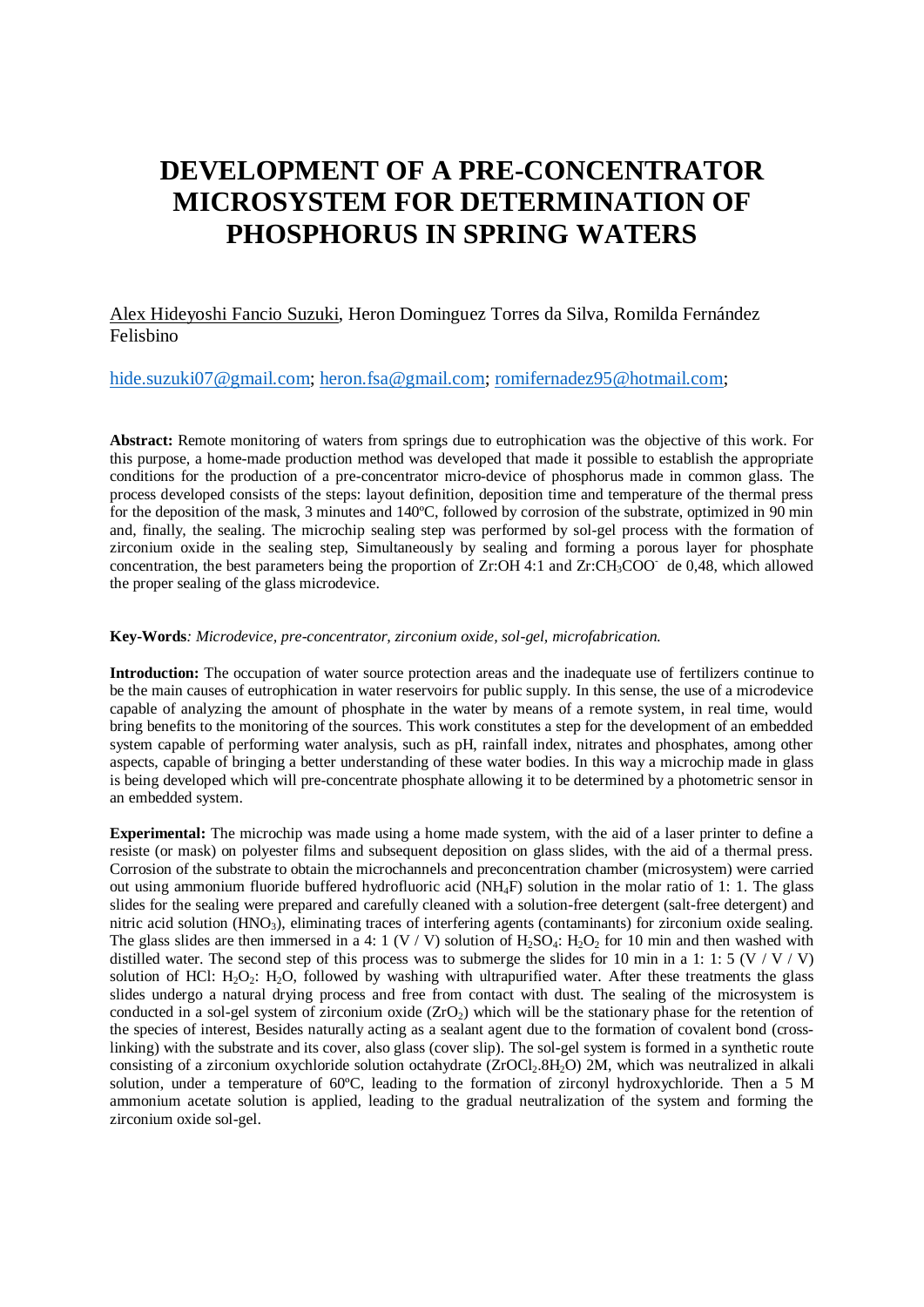# DEVELOPMENT OF A PRE-CONCENTRATOR MICROSYSTEM FOR DETERMINATION OF PHOSPHORUS IN SPRING WATERS

Alex Hideyoshi Fancio Suzuki, Heron Dominguez Torres da Silva, Romilda Fernández Felisbino

hide.suzuki07@gmail.com; heron.fsa@gmail.com; romifernadez95@hotmail.com;

**Abstract:** Remote monitoring of waters from springs due to eutrophication was the objective of this work. For this purpose, a home-made production method was developed that made it possible to establish the appropriate conditions for the production of a pre-concentrator micro-device of phosphorus made in common glass. The process developed consists of the steps: layout definition, deposition time and temperature of the thermal press for the deposition of the mask, 3 minutes and 140ºC, followed by corrosion of the substrate, optimized in 90 min and, finally, the sealing. The microchip sealing step was performed by sol-gel process with the formation of zirconium oxide in the sealing step, Simultaneously by sealing and forming a porous layer for phosphate concentration, the best parameters being the proportion of Zr:OH 4:1 and $Zr:CH_3COO^-$ de 0,48, which allowed the proper sealing of the glass microdevice.

**Key-Words***: Microdevice, pre-concentrator, zirconium oxide, sol-gel, microfabrication.*

**Introduction:** The occupation of water source protection areas and the inadequate use of fertilizers continue to be the main causes of eutrophication in water reservoirs for public supply. In this sense, the use of a microdevice capable of analyzing the amount of phosphate in the water by means of a remote system, in real time, would bring benefits to the monitoring of the sources. This work constitutes a step for the development of an embedded system capable of performing water analysis, such as pH, rainfall index, nitrates and phosphates, among other aspects, capable of bringing a better understanding of these water bodies. In this way a microchip made in glass is being developed which will pre-concentrate phosphate allowing it to be determined by a photometric sensor in an embedded system.

**Experimental:** The microchip was made using a home made system, with the aid of a laser printer to define a resiste (or mask) on polyester films and subsequent deposition on glass slides, with the aid of a thermal press. Corrosion of the substrate to obtain the microchannels and preconcentration chamber (microsystem) were carried out using ammonium fluoride buffered hydrofluoric acid ($NH_4F$) solution in the molar ratio of 1: 1. The glass slides for the sealing were prepared and carefully cleaned with a solution-free detergent (salt-free detergent) and nitric acid solution ($HNO_3$), eliminating traces of interfering agents (contaminants) for zirconium oxide sealing. The glass slides are then immersed in a 4: 1 (V / V) solution of $H_2SO_4$: $H_2O_2$ for 10 min and then washed with distilled water. The second step of this process was to submerge the slides for 10 min in a 1: 1: 5 (V / V / V) solution of HCl: $H_2O_2$: $H_2O$, followed by washing with ultrapurified water. After these treatments the glass slides undergo a natural drying process and free from contact with dust. The sealing of the microsystem is conducted in a sol-gel system of zirconium oxide ($ZrO_2$) which will be the stationary phase for the retention of the species of interest, Besides naturally acting as a sealant agent due to the formation of covalent bond (cross-linking) with the substrate and its cover, also glass (cover slip). The sol-gel system is formed in a synthetic route consisting of a zirconium oxychloride solution octahydrate ($ZrOCl_2.8H_2O$) 2M, which was neutralized in alkali solution, under a temperature of 60ºC, leading to the formation of zirconyl hydroxychloride. Then a 5 M ammonium acetate solution is applied, leading to the gradual neutralization of the system and forming the zirconium oxide sol-gel.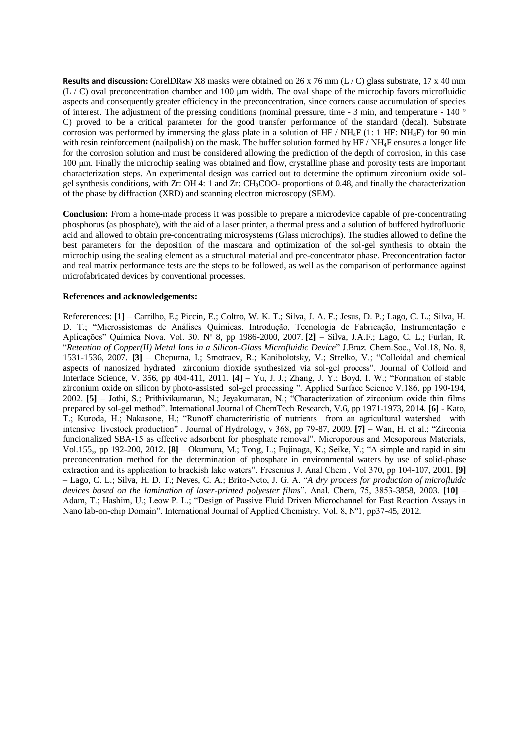**Results and discussion:** CorelDRaw X8 masks were obtained on 26 x 76 mm (L / C) glass substrate, 17 x 40 mm (L / C) oval preconcentration chamber and 100 μm width. The oval shape of the microchip favors microfluidic aspects and consequently greater efficiency in the preconcentration, since corners cause accumulation of species of interest. The adjustment of the pressing conditions (nominal pressure, time - 3 min, and temperature - 140 ° C) proved to be a critical parameter for the good transfer performance of the standard (decal). Substrate corrosion was performed by immersing the glass plate in a solution of HF / $NH_4F$ (1: 1 HF: $NH_4F$) for 90 min with resin reinforcement (nailpolish) on the mask. The buffer solution formed by HF / $NH_4F$ ensures a longer life for the corrosion solution and must be considered allowing the prediction of the depth of corrosion, in this case 100 μm. Finally the microchip sealing was obtained and flow, crystalline phase and porosity tests are important characterization steps. An experimental design was carried out to determine the optimum zirconium oxide sol-gel synthesis conditions, with Zr: OH 4: 1 and Zr: $CH_3COO$- proportions of 0.48, and finally the characterization of the phase by diffraction (XRD) and scanning electron microscopy (SEM).

**Conclusion:** From a home-made process it was possible to prepare a microdevice capable of pre-concentrating phosphorus (as phosphate), with the aid of a laser printer, a thermal press and a solution of buffered hydrofluoric acid and allowed to obtain pre-concentrating microsystems (Glass microchips). The studies allowed to define the best parameters for the deposition of the mascara and optimization of the sol-gel synthesis to obtain the microchip using the sealing element as a structural material and pre-concentrator phase. Preconcentration factor and real matrix performance tests are the steps to be followed, as well as the comparison of performance against microfabricated devices by conventional processes.

**References and acknowledgements:**

Refererences: **[1]** – Carrilho, E.; Piccin, E.; Coltro, W. K. T.; Silva, J. A. F.; Jesus, D. P.; Lago, C. L.; Silva, H. D. T.; "Microssistemas de Análises Químicas. Introdução, Tecnologia de Fabricação, Instrumentação e Aplicações" Química Nova. Vol. 30. Nº 8, pp 1986-2000, 2007. **[2]** – Silva, J.A.F.; Lago, C. L.; Furlan, R. "*Retention of Copper(II) Metal Ions in a Silicon-Glass Microfluidic Device*" J.Braz. Chem.Soc., Vol.18, No. 8, 1531-1536, 2007. **[3]** – Chepurna, I.; Smotraev, R.; Kanibolotsky, V.; Strelko, V.; "Colloidal and chemical aspects of nanosized hydrated zirconium dioxide synthesized via sol-gel process". Journal of Colloid and Interface Science, V. 356, pp 404-411, 2011. **[4]** – Yu, J. J.; Zhang, J. Y.; Boyd, I. W.; "Formation of stable zirconium oxide on silicon by photo-assisted sol-gel processing ". Applied Surface Science V.186, pp 190-194, 2002. **[5]** – Jothi, S.; Prithivikumaran, N.; Jeyakumaran, N.; "Characterization of zirconium oxide thin films prepared by sol-gel method". International Journal of ChemTech Research, V.6, pp 1971-1973, 2014. **[6]** - Kato, T.; Kuroda, H.; Nakasone, H.; "Runoff charecteriristic of nutrients from an agricultural watershed with intensive livestock production" . Journal of Hydrology, v 368, pp 79-87, 2009. **[7]** – Wan, H. et al.; "Zirconia funcionalized SBA-15 as effective adsorbent for phosphate removal". Microporous and Mesoporous Materials, Vol.155,, pp 192-200, 2012. **[8]** – Okumura, M.; Tong, L.; Fujinaga, K.; Seike, Y.; "A simple and rapid in situ preconcentration method for the determination of phosphate in environmental waters by use of solid-phase extraction and its application to brackish lake waters". Fresenius J. Anal Chem , Vol 370, pp 104-107, 2001. **[9]** – Lago, C. L.; Silva, H. D. T.; Neves, C. A.; Brito-Neto, J. G. A. "*A dry process for production of microfluidc devices based on the lamination of laser-printed polyester films*". Anal. Chem, 75, 3853-3858, 2003. **[10]** – Adam, T.; Hashim, U.; Leow P. L.; "Design of Passive Fluid Driven Microchannel for Fast Reaction Assays in Nano lab-on-chip Domain". International Journal of Applied Chemistry. Vol. 8, Nº1, pp37-45, 2012.